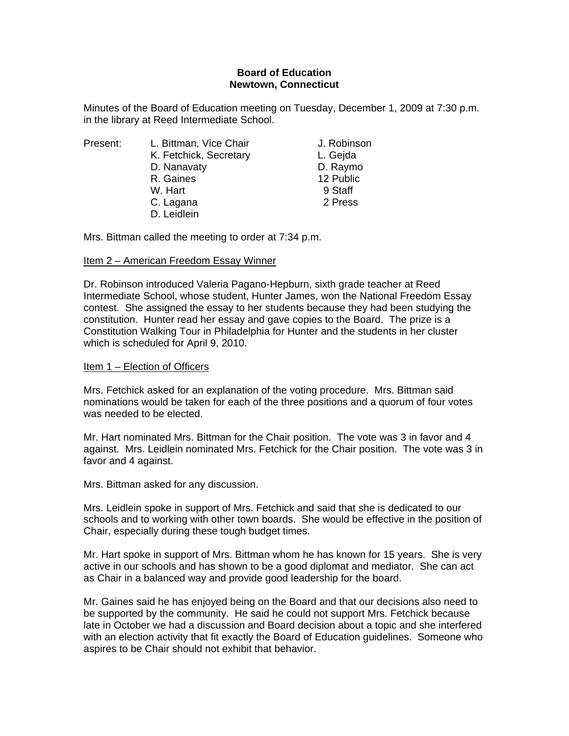**Board of Education**
**Newtown, Connecticut**

Minutes of the Board of Education meeting on Tuesday, December 1, 2009 at 7:30 p.m. in the library at Reed Intermediate School.

| Present: | | |
|---|---|---|
| | L. Bittman, Vice Chair | J. Robinson |
| | K. Fetchick, Secretary | L. Gejda |
| | D. Nanavaty | D. Raymo |
| | R. Gaines | 12 Public |
| | W. Hart | 9 Staff |
| | C. Lagana | 2 Press |
| | D. Leidlein | |

Mrs. Bittman called the meeting to order at 7:34 p.m.

Item 2 – American Freedom Essay Winner

Dr. Robinson introduced Valeria Pagano-Hepburn, sixth grade teacher at Reed Intermediate School, whose student, Hunter James, won the National Freedom Essay contest. She assigned the essay to her students because they had been studying the constitution. Hunter read her essay and gave copies to the Board. The prize is a Constitution Walking Tour in Philadelphia for Hunter and the students in her cluster which is scheduled for April 9, 2010.

Item 1 – Election of Officers

Mrs. Fetchick asked for an explanation of the voting procedure. Mrs. Bittman said nominations would be taken for each of the three positions and a quorum of four votes was needed to be elected.

Mr. Hart nominated Mrs. Bittman for the Chair position. The vote was 3 in favor and 4 against. Mrs. Leidlein nominated Mrs. Fetchick for the Chair position. The vote was 3 in favor and 4 against.

Mrs. Bittman asked for any discussion.

Mrs. Leidlein spoke in support of Mrs. Fetchick and said that she is dedicated to our schools and to working with other town boards. She would be effective in the position of Chair, especially during these tough budget times.

Mr. Hart spoke in support of Mrs. Bittman whom he has known for 15 years. She is very active in our schools and has shown to be a good diplomat and mediator. She can act as Chair in a balanced way and provide good leadership for the board.

Mr. Gaines said he has enjoyed being on the Board and that our decisions also need to be supported by the community. He said he could not support Mrs. Fetchick because late in October we had a discussion and Board decision about a topic and she interfered with an election activity that fit exactly the Board of Education guidelines. Someone who aspires to be Chair should not exhibit that behavior.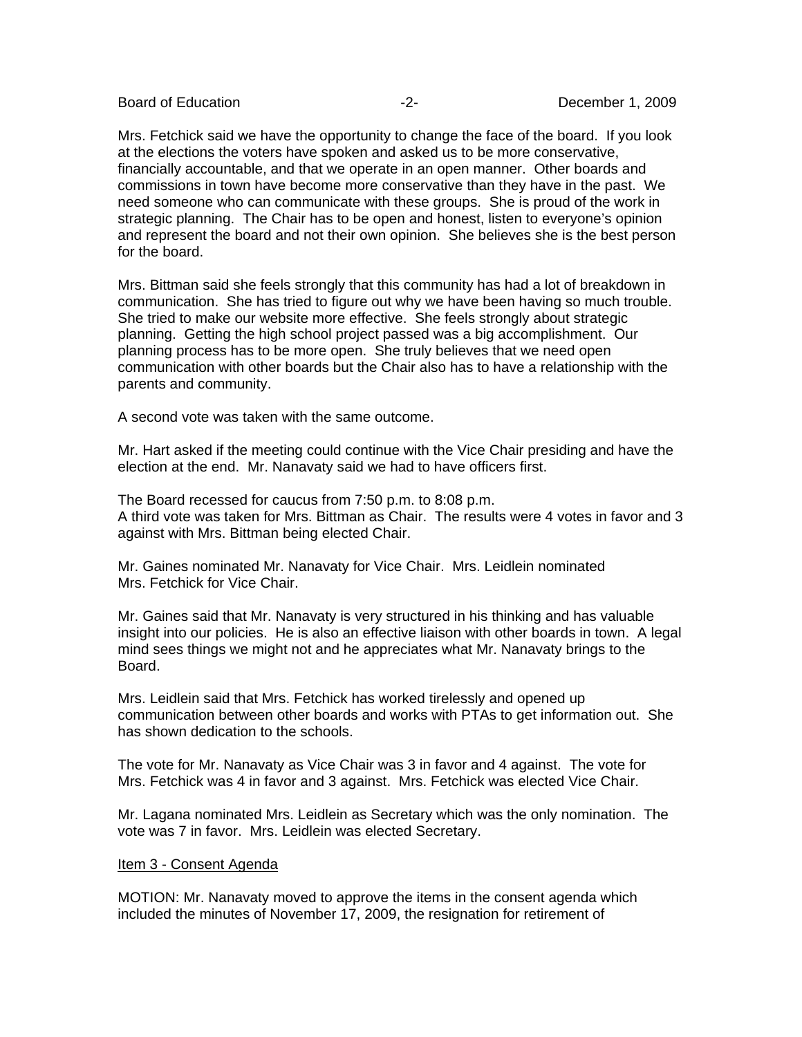Mrs. Fetchick said we have the opportunity to change the face of the board. If you look at the elections the voters have spoken and asked us to be more conservative, financially accountable, and that we operate in an open manner. Other boards and commissions in town have become more conservative than they have in the past. We need someone who can communicate with these groups. She is proud of the work in strategic planning. The Chair has to be open and honest, listen to everyone's opinion and represent the board and not their own opinion. She believes she is the best person for the board.

Mrs. Bittman said she feels strongly that this community has had a lot of breakdown in communication. She has tried to figure out why we have been having so much trouble. She tried to make our website more effective. She feels strongly about strategic planning. Getting the high school project passed was a big accomplishment. Our planning process has to be more open. She truly believes that we need open communication with other boards but the Chair also has to have a relationship with the parents and community.

A second vote was taken with the same outcome.

Mr. Hart asked if the meeting could continue with the Vice Chair presiding and have the election at the end. Mr. Nanavaty said we had to have officers first.

The Board recessed for caucus from 7:50 p.m. to 8:08 p.m.
A third vote was taken for Mrs. Bittman as Chair. The results were 4 votes in favor and 3 against with Mrs. Bittman being elected Chair.

Mr. Gaines nominated Mr. Nanavaty for Vice Chair. Mrs. Leidlein nominated Mrs. Fetchick for Vice Chair.

Mr. Gaines said that Mr. Nanavaty is very structured in his thinking and has valuable insight into our policies. He is also an effective liaison with other boards in town. A legal mind sees things we might not and he appreciates what Mr. Nanavaty brings to the Board.

Mrs. Leidlein said that Mrs. Fetchick has worked tirelessly and opened up communication between other boards and works with PTAs to get information out. She has shown dedication to the schools.

The vote for Mr. Nanavaty as Vice Chair was 3 in favor and 4 against. The vote for Mrs. Fetchick was 4 in favor and 3 against. Mrs. Fetchick was elected Vice Chair.

Mr. Lagana nominated Mrs. Leidlein as Secretary which was the only nomination. The vote was 7 in favor. Mrs. Leidlein was elected Secretary.

<u>Item 3 - Consent Agenda</u>

MOTION: Mr. Nanavaty moved to approve the items in the consent agenda which included the minutes of November 17, 2009, the resignation for retirement of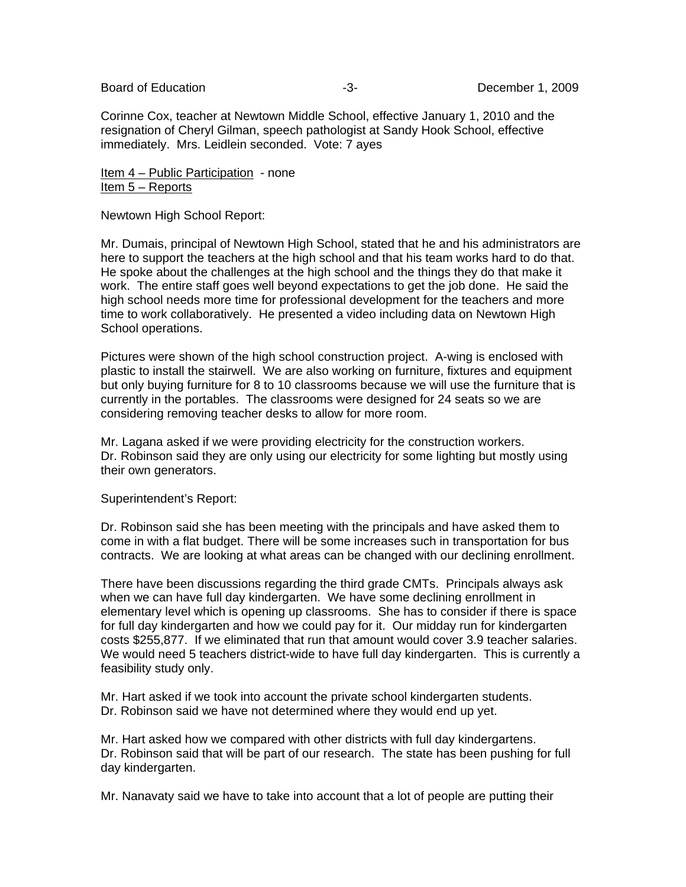Corinne Cox, teacher at Newtown Middle School, effective January 1, 2010 and the resignation of Cheryl Gilman, speech pathologist at Sandy Hook School, effective immediately. Mrs. Leidlein seconded. Vote: 7 ayes

Item 4 – Public Participation - none
Item 5 – Reports

Newtown High School Report:

Mr. Dumais, principal of Newtown High School, stated that he and his administrators are here to support the teachers at the high school and that his team works hard to do that. He spoke about the challenges at the high school and the things they do that make it work. The entire staff goes well beyond expectations to get the job done. He said the high school needs more time for professional development for the teachers and more time to work collaboratively. He presented a video including data on Newtown High School operations.

Pictures were shown of the high school construction project. A-wing is enclosed with plastic to install the stairwell. We are also working on furniture, fixtures and equipment but only buying furniture for 8 to 10 classrooms because we will use the furniture that is currently in the portables. The classrooms were designed for 24 seats so we are considering removing teacher desks to allow for more room.

Mr. Lagana asked if we were providing electricity for the construction workers.
Dr. Robinson said they are only using our electricity for some lighting but mostly using their own generators.

Superintendent's Report:

Dr. Robinson said she has been meeting with the principals and have asked them to come in with a flat budget. There will be some increases such in transportation for bus contracts. We are looking at what areas can be changed with our declining enrollment.

There have been discussions regarding the third grade CMTs. Principals always ask when we can have full day kindergarten. We have some declining enrollment in elementary level which is opening up classrooms. She has to consider if there is space for full day kindergarten and how we could pay for it. Our midday run for kindergarten costs $255,877. If we eliminated that run that amount would cover 3.9 teacher salaries. We would need 5 teachers district-wide to have full day kindergarten. This is currently a feasibility study only.

Mr. Hart asked if we took into account the private school kindergarten students.
Dr. Robinson said we have not determined where they would end up yet.

Mr. Hart asked how we compared with other districts with full day kindergartens.
Dr. Robinson said that will be part of our research. The state has been pushing for full day kindergarten.

Mr. Nanavaty said we have to take into account that a lot of people are putting their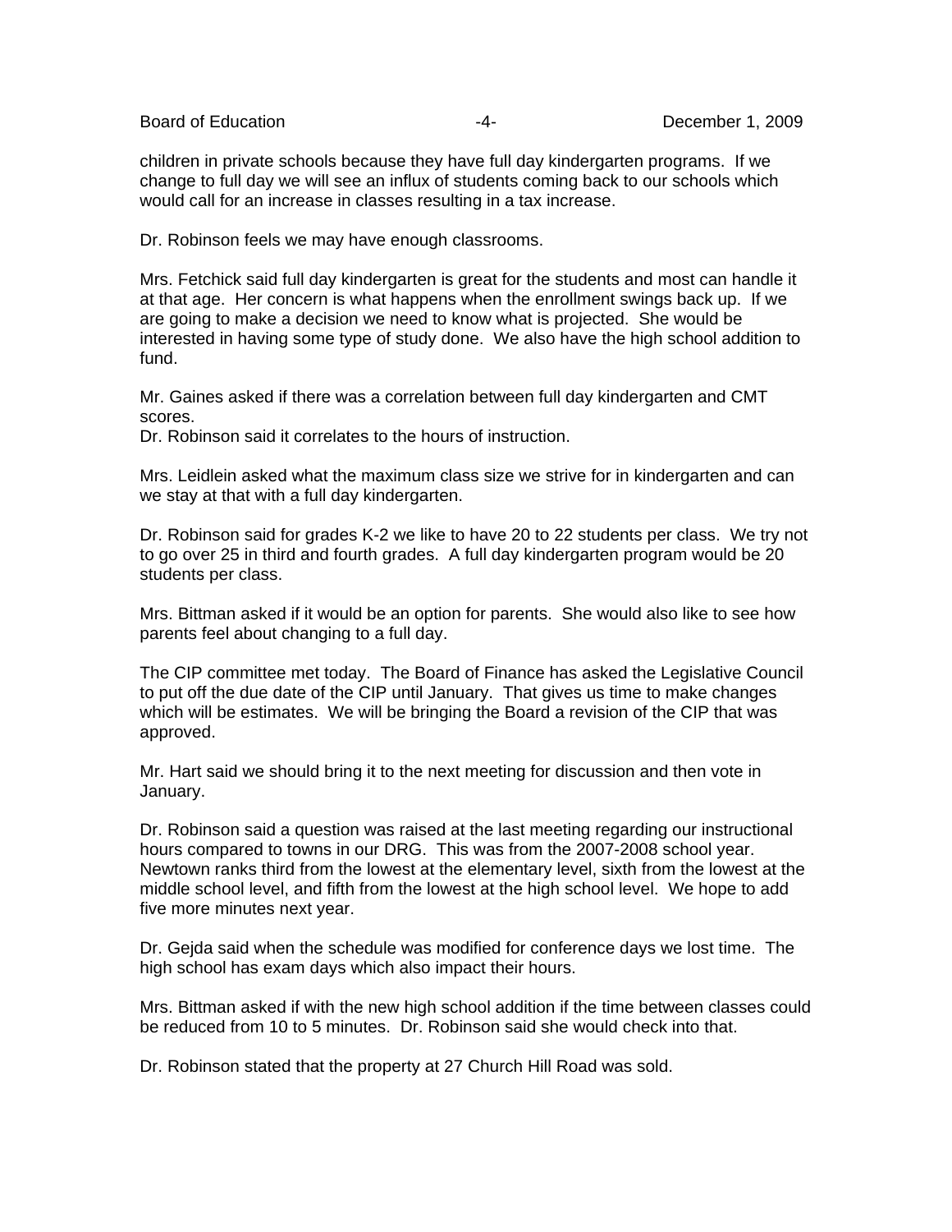children in private schools because they have full day kindergarten programs. If we change to full day we will see an influx of students coming back to our schools which would call for an increase in classes resulting in a tax increase.

Dr. Robinson feels we may have enough classrooms.

Mrs. Fetchick said full day kindergarten is great for the students and most can handle it at that age. Her concern is what happens when the enrollment swings back up. If we are going to make a decision we need to know what is projected. She would be interested in having some type of study done. We also have the high school addition to fund.

Mr. Gaines asked if there was a correlation between full day kindergarten and CMT scores.
Dr. Robinson said it correlates to the hours of instruction.

Mrs. Leidlein asked what the maximum class size we strive for in kindergarten and can we stay at that with a full day kindergarten.

Dr. Robinson said for grades K-2 we like to have 20 to 22 students per class. We try not to go over 25 in third and fourth grades. A full day kindergarten program would be 20 students per class.

Mrs. Bittman asked if it would be an option for parents. She would also like to see how parents feel about changing to a full day.

The CIP committee met today. The Board of Finance has asked the Legislative Council to put off the due date of the CIP until January. That gives us time to make changes which will be estimates. We will be bringing the Board a revision of the CIP that was approved.

Mr. Hart said we should bring it to the next meeting for discussion and then vote in January.

Dr. Robinson said a question was raised at the last meeting regarding our instructional hours compared to towns in our DRG. This was from the 2007-2008 school year. Newtown ranks third from the lowest at the elementary level, sixth from the lowest at the middle school level, and fifth from the lowest at the high school level. We hope to add five more minutes next year.

Dr. Gejda said when the schedule was modified for conference days we lost time. The high school has exam days which also impact their hours.

Mrs. Bittman asked if with the new high school addition if the time between classes could be reduced from 10 to 5 minutes. Dr. Robinson said she would check into that.

Dr. Robinson stated that the property at 27 Church Hill Road was sold.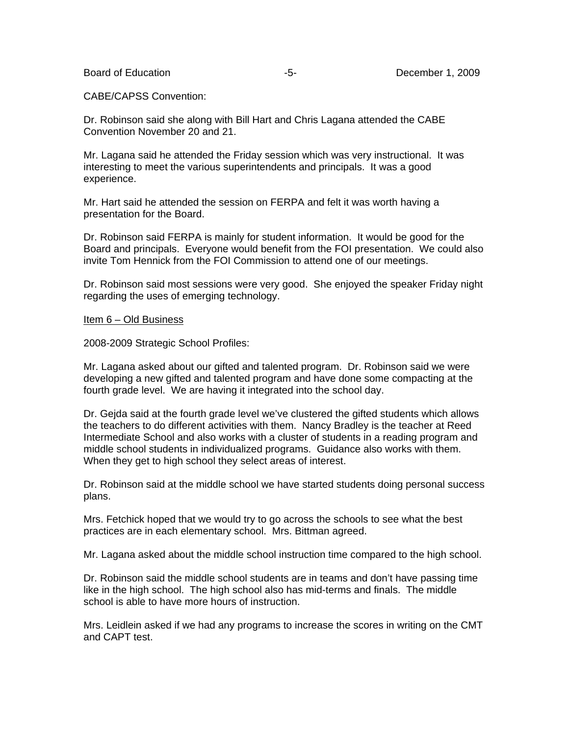CABE/CAPSS Convention:

Dr. Robinson said she along with Bill Hart and Chris Lagana attended the CABE Convention November 20 and 21.

Mr. Lagana said he attended the Friday session which was very instructional. It was interesting to meet the various superintendents and principals. It was a good experience.

Mr. Hart said he attended the session on FERPA and felt it was worth having a presentation for the Board.

Dr. Robinson said FERPA is mainly for student information. It would be good for the Board and principals. Everyone would benefit from the FOI presentation. We could also invite Tom Hennick from the FOI Commission to attend one of our meetings.

Dr. Robinson said most sessions were very good. She enjoyed the speaker Friday night regarding the uses of emerging technology.

<u>Item 6 – Old Business</u>

2008-2009 Strategic School Profiles:

Mr. Lagana asked about our gifted and talented program. Dr. Robinson said we were developing a new gifted and talented program and have done some compacting at the fourth grade level. We are having it integrated into the school day.

Dr. Gejda said at the fourth grade level we've clustered the gifted students which allows the teachers to do different activities with them. Nancy Bradley is the teacher at Reed Intermediate School and also works with a cluster of students in a reading program and middle school students in individualized programs. Guidance also works with them. When they get to high school they select areas of interest.

Dr. Robinson said at the middle school we have started students doing personal success plans.

Mrs. Fetchick hoped that we would try to go across the schools to see what the best practices are in each elementary school. Mrs. Bittman agreed.

Mr. Lagana asked about the middle school instruction time compared to the high school.

Dr. Robinson said the middle school students are in teams and don't have passing time like in the high school. The high school also has mid-terms and finals. The middle school is able to have more hours of instruction.

Mrs. Leidlein asked if we had any programs to increase the scores in writing on the CMT and CAPT test.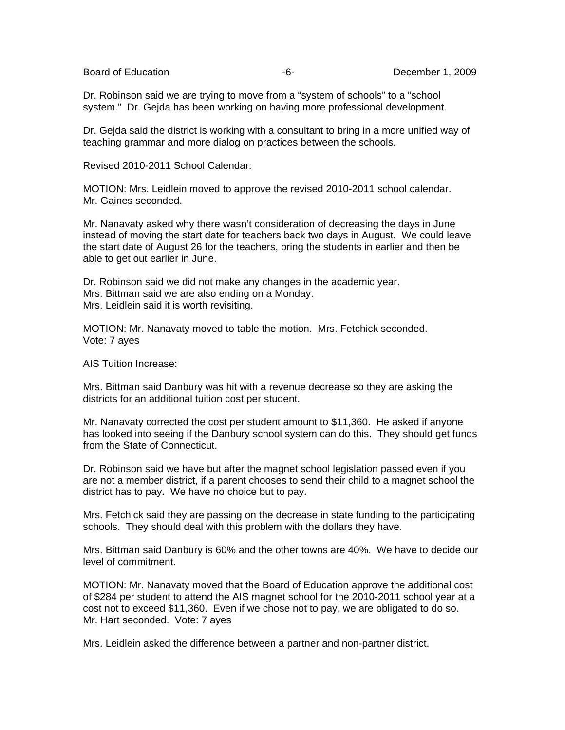Dr. Robinson said we are trying to move from a “system of schools” to a “school system.” Dr. Gejda has been working on having more professional development.

Dr. Gejda said the district is working with a consultant to bring in a more unified way of teaching grammar and more dialog on practices between the schools.

Revised 2010-2011 School Calendar:

MOTION: Mrs. Leidlein moved to approve the revised 2010-2011 school calendar. Mr. Gaines seconded.

Mr. Nanavaty asked why there wasn’t consideration of decreasing the days in June instead of moving the start date for teachers back two days in August. We could leave the start date of August 26 for the teachers, bring the students in earlier and then be able to get out earlier in June.

Dr. Robinson said we did not make any changes in the academic year.
Mrs. Bittman said we are also ending on a Monday.
Mrs. Leidlein said it is worth revisiting.

MOTION: Mr. Nanavaty moved to table the motion. Mrs. Fetchick seconded.
Vote: 7 ayes

AIS Tuition Increase:

Mrs. Bittman said Danbury was hit with a revenue decrease so they are asking the districts for an additional tuition cost per student.

Mr. Nanavaty corrected the cost per student amount to $11,360. He asked if anyone has looked into seeing if the Danbury school system can do this. They should get funds from the State of Connecticut.

Dr. Robinson said we have but after the magnet school legislation passed even if you are not a member district, if a parent chooses to send their child to a magnet school the district has to pay. We have no choice but to pay.

Mrs. Fetchick said they are passing on the decrease in state funding to the participating schools. They should deal with this problem with the dollars they have.

Mrs. Bittman said Danbury is 60% and the other towns are 40%. We have to decide our level of commitment.

MOTION: Mr. Nanavaty moved that the Board of Education approve the additional cost of $284 per student to attend the AIS magnet school for the 2010-2011 school year at a cost not to exceed $11,360. Even if we chose not to pay, we are obligated to do so. Mr. Hart seconded. Vote: 7 ayes

Mrs. Leidlein asked the difference between a partner and non-partner district.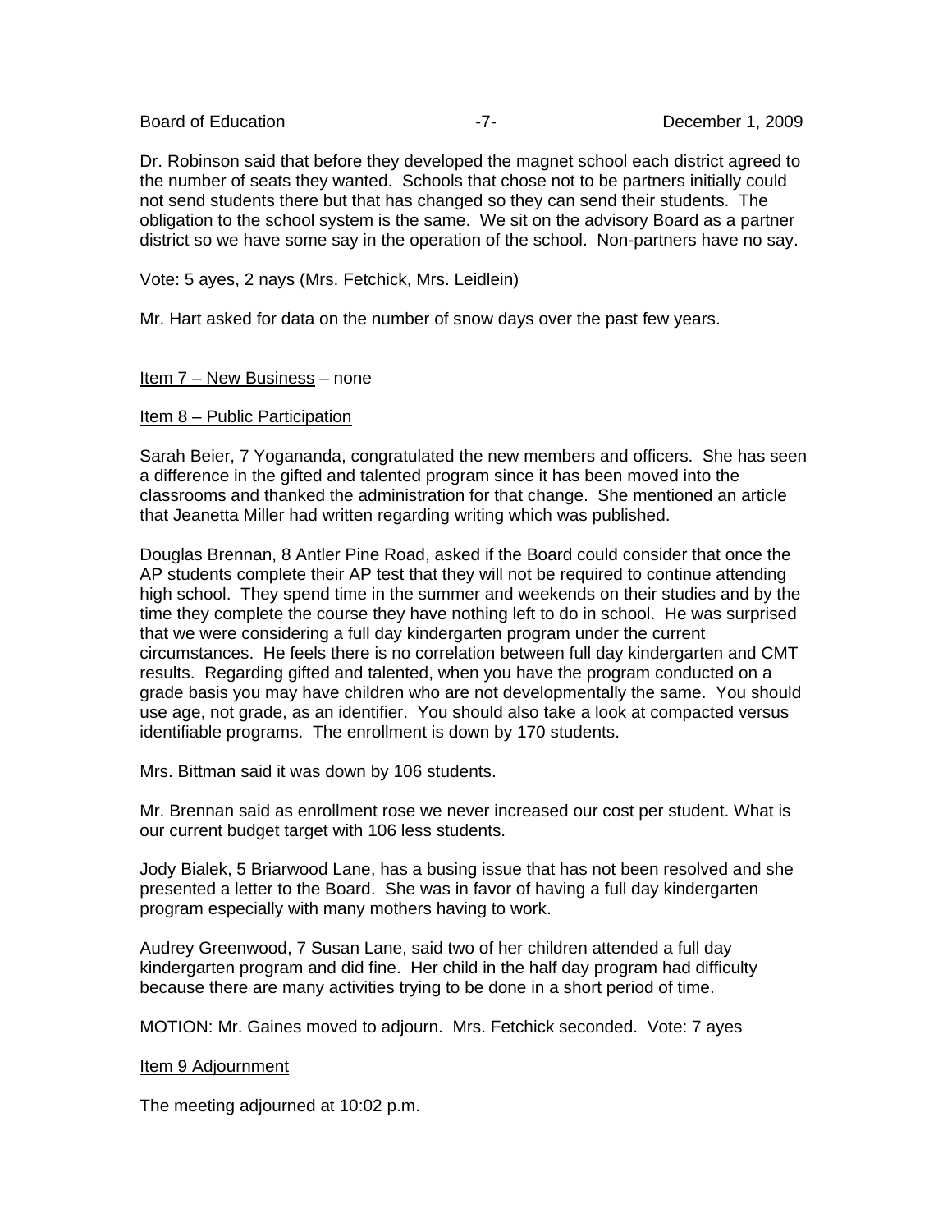Dr. Robinson said that before they developed the magnet school each district agreed to the number of seats they wanted. Schools that chose not to be partners initially could not send students there but that has changed so they can send their students. The obligation to the school system is the same. We sit on the advisory Board as a partner district so we have some say in the operation of the school. Non-partners have no say.

Vote: 5 ayes, 2 nays (Mrs. Fetchick, Mrs. Leidlein)

Mr. Hart asked for data on the number of snow days over the past few years.

<u>Item 7 – New Business</u> – none

<u>Item 8 – Public Participation</u>

Sarah Beier, 7 Yogananda, congratulated the new members and officers. She has seen a difference in the gifted and talented program since it has been moved into the classrooms and thanked the administration for that change. She mentioned an article that Jeanetta Miller had written regarding writing which was published.

Douglas Brennan, 8 Antler Pine Road, asked if the Board could consider that once the AP students complete their AP test that they will not be required to continue attending high school. They spend time in the summer and weekends on their studies and by the time they complete the course they have nothing left to do in school. He was surprised that we were considering a full day kindergarten program under the current circumstances. He feels there is no correlation between full day kindergarten and CMT results. Regarding gifted and talented, when you have the program conducted on a grade basis you may have children who are not developmentally the same. You should use age, not grade, as an identifier. You should also take a look at compacted versus identifiable programs. The enrollment is down by 170 students.

Mrs. Bittman said it was down by 106 students.

Mr. Brennan said as enrollment rose we never increased our cost per student. What is our current budget target with 106 less students.

Jody Bialek, 5 Briarwood Lane, has a busing issue that has not been resolved and she presented a letter to the Board. She was in favor of having a full day kindergarten program especially with many mothers having to work.

Audrey Greenwood, 7 Susan Lane, said two of her children attended a full day kindergarten program and did fine. Her child in the half day program had difficulty because there are many activities trying to be done in a short period of time.

MOTION: Mr. Gaines moved to adjourn. Mrs. Fetchick seconded. Vote: 7 ayes

<u>Item 9 Adjournment</u>

The meeting adjourned at 10:02 p.m.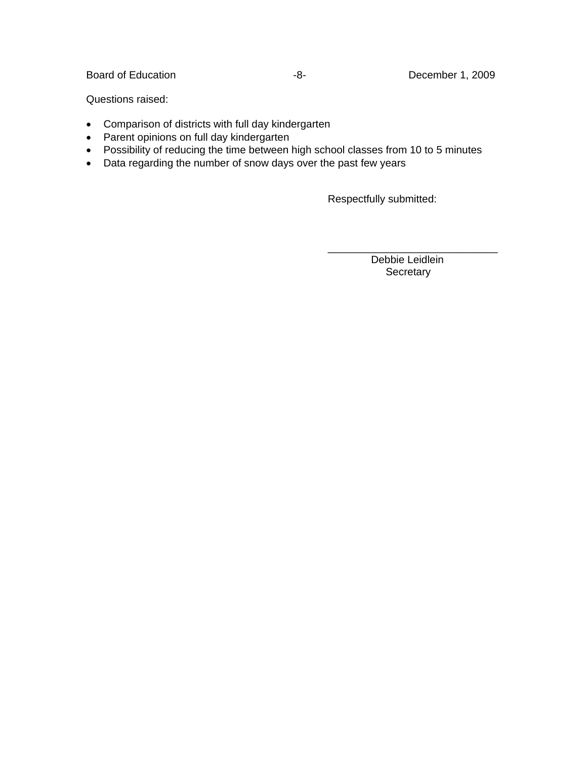Questions raised:

- Comparison of districts with full day kindergarten
- Parent opinions on full day kindergarten
- Possibility of reducing the time between high school classes from 10 to 5 minutes
- Data regarding the number of snow days over the past few years

Respectfully submitted:

\_\_\_\_\_\_\_\_\_\_\_\_\_\_\_\_\_\_\_\_\_\_\_\_\_\_\_\_\_\_

Debbie Leidlein
Secretary